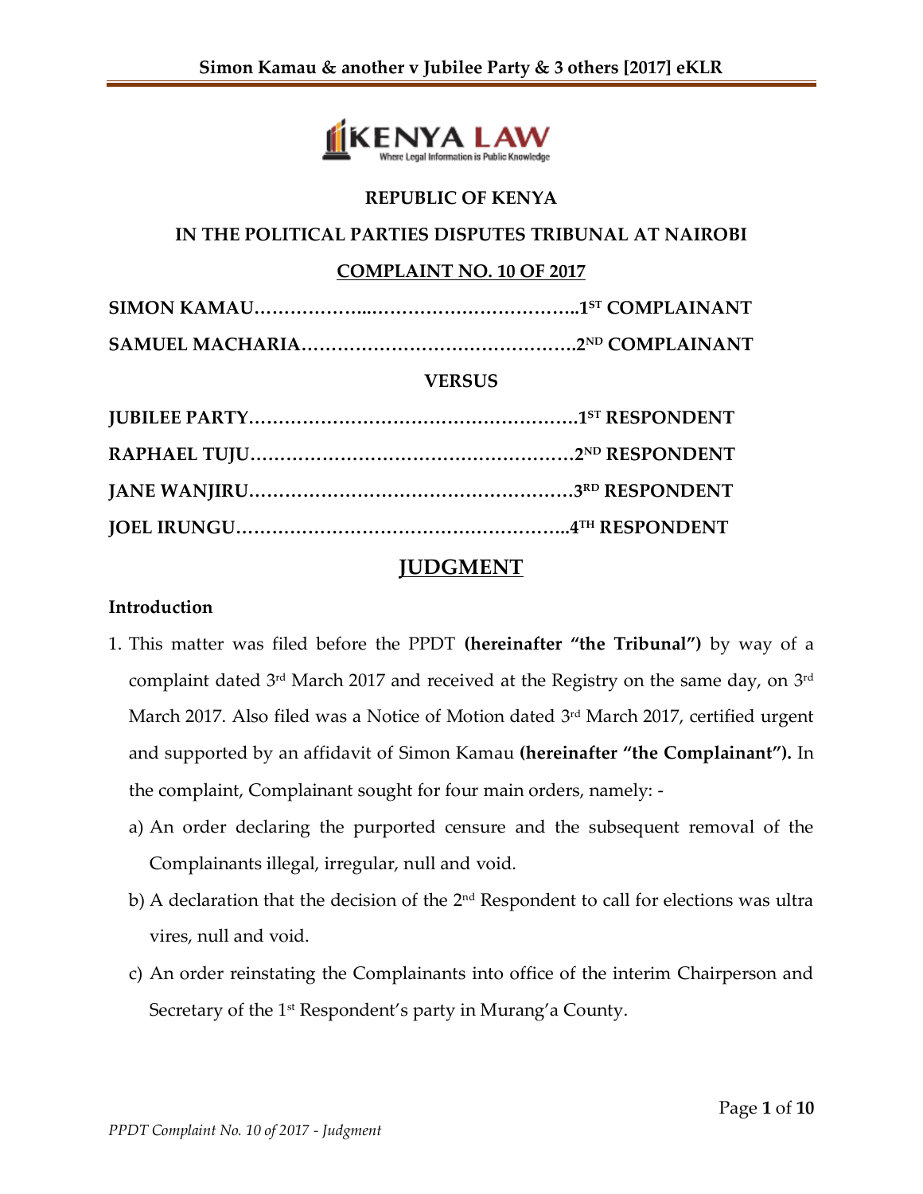**REPUBLIC OF KENYA**

**IN THE POLITICAL PARTIES DISPUTES TRIBUNAL AT NAIROBI**

**COMPLAINT NO. 10 OF 2017**

**SIMON KAMAU……………….……………………………..1ST COMPLAINANT**

**SAMUEL MACHARIA……………………………………….2ND COMPLAINANT**

**VERSUS**

**JUBILEE PARTY……………………………………………….1ST RESPONDENT**

**RAPHAEL TUJU………………………………………………2ND RESPONDENT**

**JANE WANJIRU………………………………………………3RD RESPONDENT**

**JOEL IRUNGU………………………………………………..4TH RESPONDENT**

# JUDGMENT

## Introduction

1. This matter was filed before the PPDT **(hereinafter "the Tribunal")** by way of a complaint dated 3rd March 2017 and received at the Registry on the same day, on 3rd March 2017. Also filed was a Notice of Motion dated 3rd March 2017, certified urgent and supported by an affidavit of Simon Kamau **(hereinafter "the Complainant").** In the complaint, Complainant sought for four main orders, namely: -
   a) An order declaring the purported censure and the subsequent removal of the Complainants illegal, irregular, null and void.
   b) A declaration that the decision of the 2nd Respondent to call for elections was ultra vires, null and void.
   c) An order reinstating the Complainants into office of the interim Chairperson and Secretary of the 1st Respondent's party in Murang'a County.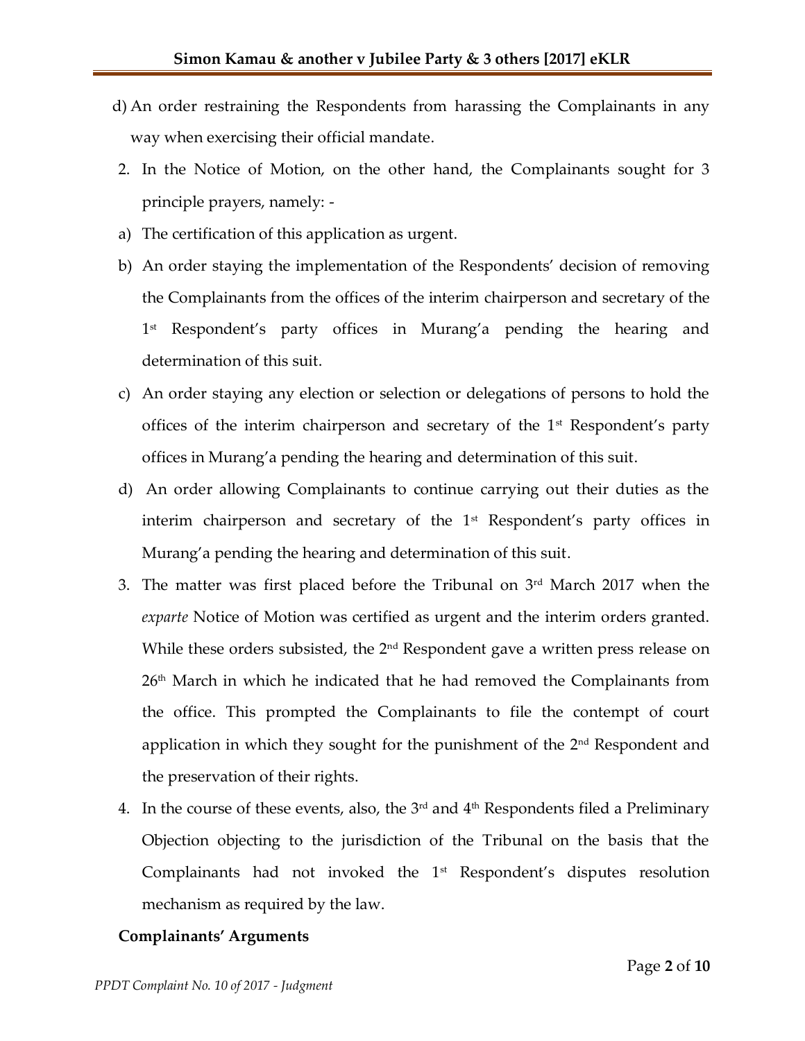d) An order restraining the Respondents from harassing the Complainants in any way when exercising their official mandate.

2. In the Notice of Motion, on the other hand, the Complainants sought for 3 principle prayers, namely: -

a) The certification of this application as urgent.

b) An order staying the implementation of the Respondents' decision of removing the Complainants from the offices of the interim chairperson and secretary of the 1st Respondent's party offices in Murang'a pending the hearing and determination of this suit.

c) An order staying any election or selection or delegations of persons to hold the offices of the interim chairperson and secretary of the 1st Respondent's party offices in Murang'a pending the hearing and determination of this suit.

d) An order allowing Complainants to continue carrying out their duties as the interim chairperson and secretary of the 1st Respondent's party offices in Murang'a pending the hearing and determination of this suit.

3. The matter was first placed before the Tribunal on 3rd March 2017 when the *exparte* Notice of Motion was certified as urgent and the interim orders granted. While these orders subsisted, the 2nd Respondent gave a written press release on 26th March in which he indicated that he had removed the Complainants from the office. This prompted the Complainants to file the contempt of court application in which they sought for the punishment of the 2nd Respondent and the preservation of their rights.

4. In the course of these events, also, the 3rd and 4th Respondents filed a Preliminary Objection objecting to the jurisdiction of the Tribunal on the basis that the Complainants had not invoked the 1st Respondent's disputes resolution mechanism as required by the law.

**Complainants' Arguments**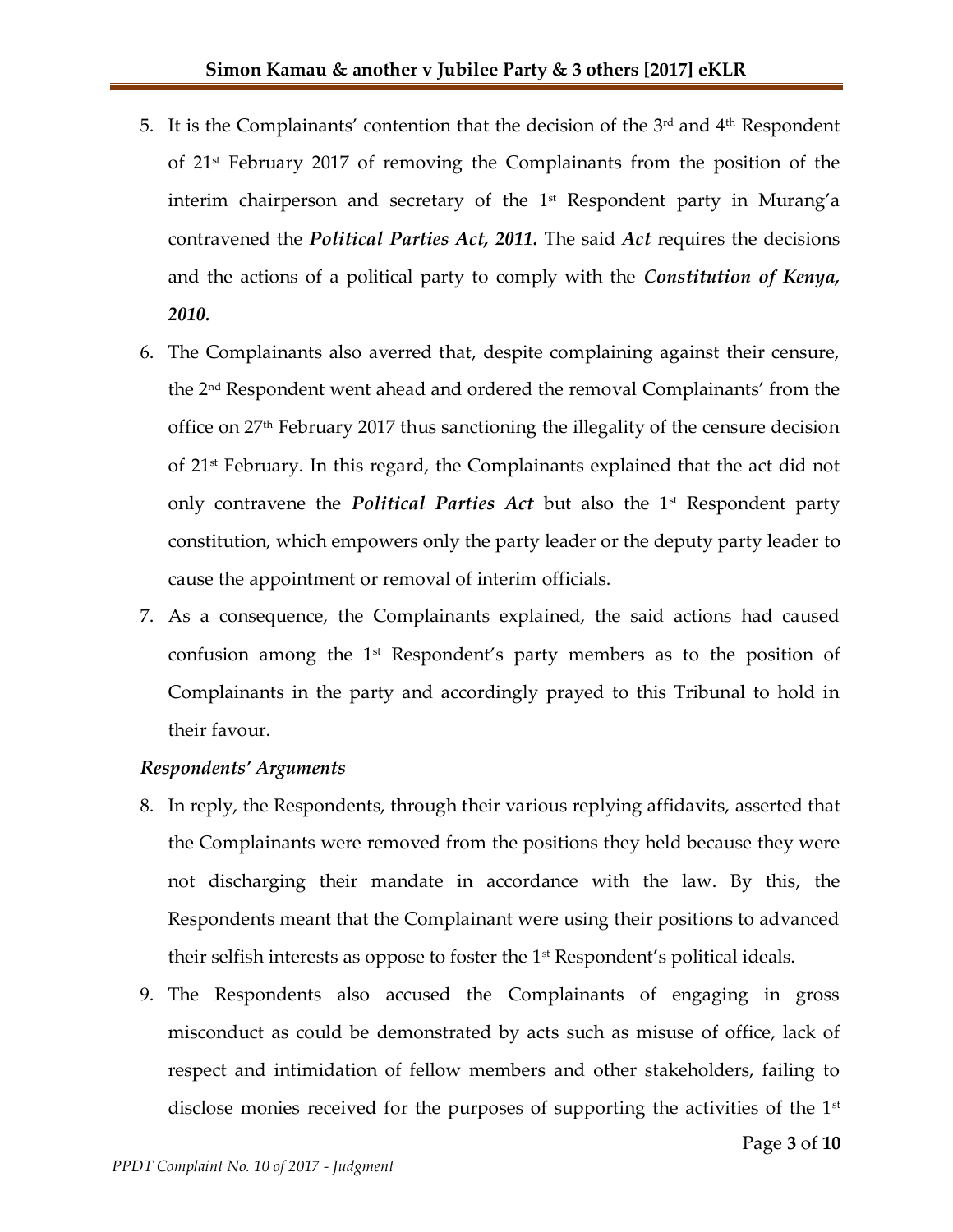5. It is the Complainants' contention that the decision of the 3rd and 4th Respondent of 21st February 2017 of removing the Complainants from the position of the interim chairperson and secretary of the 1st Respondent party in Murang'a contravened the ***Political Parties Act, 2011.*** The said ***Act*** requires the decisions and the actions of a political party to comply with the ***Constitution of Kenya, 2010.***

6. The Complainants also averred that, despite complaining against their censure, the 2nd Respondent went ahead and ordered the removal Complainants' from the office on 27th February 2017 thus sanctioning the illegality of the censure decision of 21st February. In this regard, the Complainants explained that the act did not only contravene the ***Political Parties Act*** but also the 1st Respondent party constitution, which empowers only the party leader or the deputy party leader to cause the appointment or removal of interim officials.

7. As a consequence, the Complainants explained, the said actions had caused confusion among the 1st Respondent's party members as to the position of Complainants in the party and accordingly prayed to this Tribunal to hold in their favour.

***Respondents' Arguments***

8. In reply, the Respondents, through their various replying affidavits, asserted that the Complainants were removed from the positions they held because they were not discharging their mandate in accordance with the law. By this, the Respondents meant that the Complainant were using their positions to advanced their selfish interests as oppose to foster the 1st Respondent's political ideals.

9. The Respondents also accused the Complainants of engaging in gross misconduct as could be demonstrated by acts such as misuse of office, lack of respect and intimidation of fellow members and other stakeholders, failing to disclose monies received for the purposes of supporting the activities of the 1st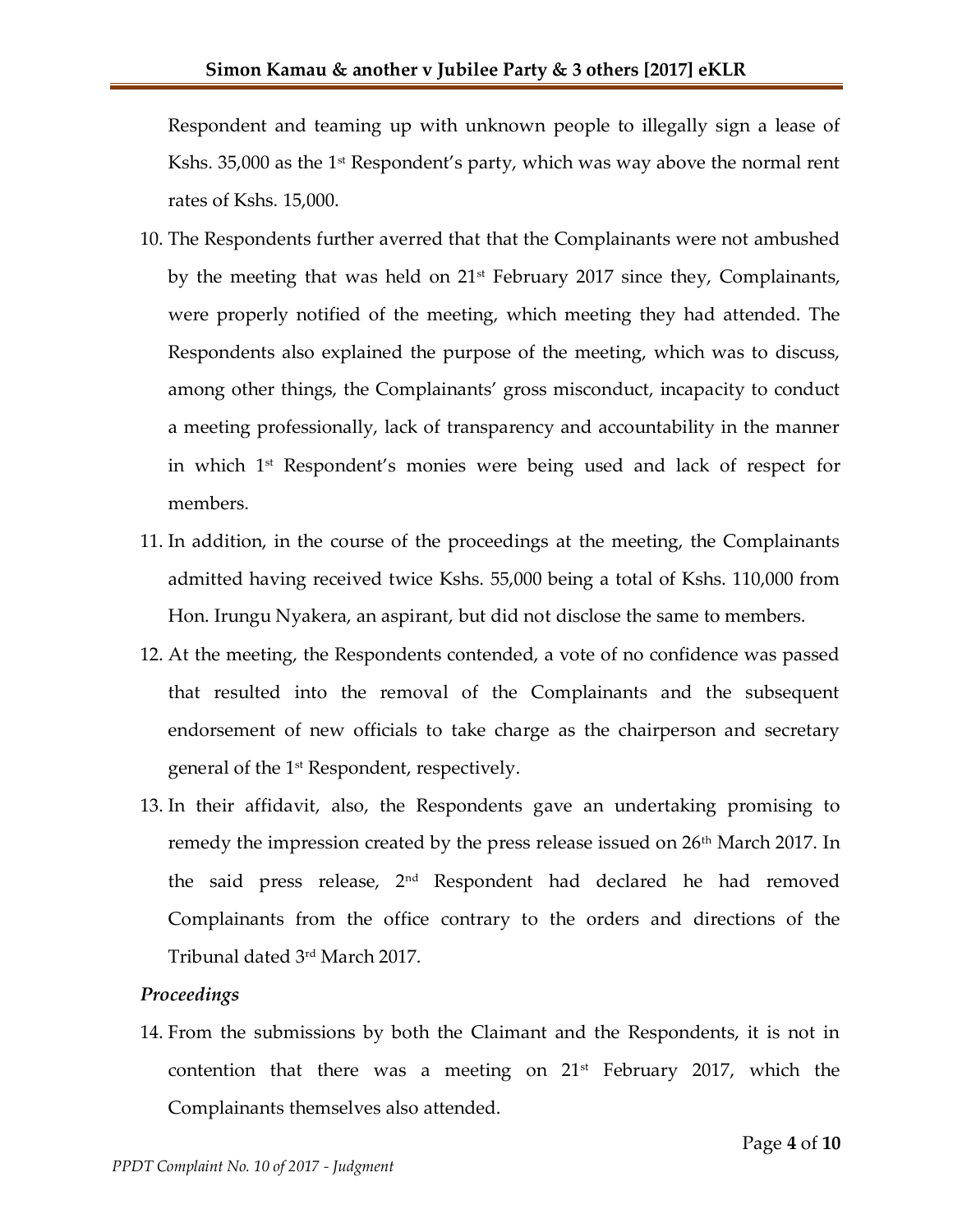Respondent and teaming up with unknown people to illegally sign a lease of Kshs. 35,000 as the 1st Respondent's party, which was way above the normal rent rates of Kshs. 15,000.

10. The Respondents further averred that that the Complainants were not ambushed by the meeting that was held on 21st February 2017 since they, Complainants, were properly notified of the meeting, which meeting they had attended. The Respondents also explained the purpose of the meeting, which was to discuss, among other things, the Complainants' gross misconduct, incapacity to conduct a meeting professionally, lack of transparency and accountability in the manner in which 1st Respondent's monies were being used and lack of respect for members.
11. In addition, in the course of the proceedings at the meeting, the Complainants admitted having received twice Kshs. 55,000 being a total of Kshs. 110,000 from Hon. Irungu Nyakera, an aspirant, but did not disclose the same to members.
12. At the meeting, the Respondents contended, a vote of no confidence was passed that resulted into the removal of the Complainants and the subsequent endorsement of new officials to take charge as the chairperson and secretary general of the 1st Respondent, respectively.
13. In their affidavit, also, the Respondents gave an undertaking promising to remedy the impression created by the press release issued on 26th March 2017. In the said press release, 2nd Respondent had declared he had removed Complainants from the office contrary to the orders and directions of the Tribunal dated 3rd March 2017.

*Proceedings*

14. From the submissions by both the Claimant and the Respondents, it is not in contention that there was a meeting on 21st February 2017, which the Complainants themselves also attended.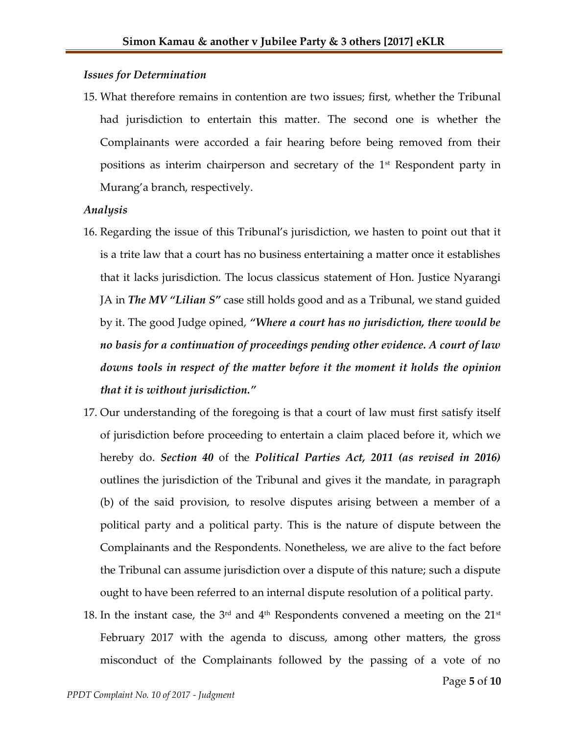*Issues for Determination*

15. What therefore remains in contention are two issues; first, whether the Tribunal had jurisdiction to entertain this matter. The second one is whether the Complainants were accorded a fair hearing before being removed from their positions as interim chairperson and secretary of the 1st Respondent party in Murang'a branch, respectively.

*Analysis*

16. Regarding the issue of this Tribunal's jurisdiction, we hasten to point out that it is a trite law that a court has no business entertaining a matter once it establishes that it lacks jurisdiction. The locus classicus statement of Hon. Justice Nyarangi JA in ***The MV "Lilian S"*** case still holds good and as a Tribunal, we stand guided by it. The good Judge opined, ***"Where a court has no jurisdiction, there would be no basis for a continuation of proceedings pending other evidence. A court of law downs tools in respect of the matter before it the moment it holds the opinion that it is without jurisdiction."***

17. Our understanding of the foregoing is that a court of law must first satisfy itself of jurisdiction before proceeding to entertain a claim placed before it, which we hereby do. ***Section 40*** of the ***Political Parties Act, 2011 (as revised in 2016)*** outlines the jurisdiction of the Tribunal and gives it the mandate, in paragraph (b) of the said provision, to resolve disputes arising between a member of a political party and a political party. This is the nature of dispute between the Complainants and the Respondents. Nonetheless, we are alive to the fact before the Tribunal can assume jurisdiction over a dispute of this nature; such a dispute ought to have been referred to an internal dispute resolution of a political party.

18. In the instant case, the 3rd and 4th Respondents convened a meeting on the 21st February 2017 with the agenda to discuss, among other matters, the gross misconduct of the Complainants followed by the passing of a vote of no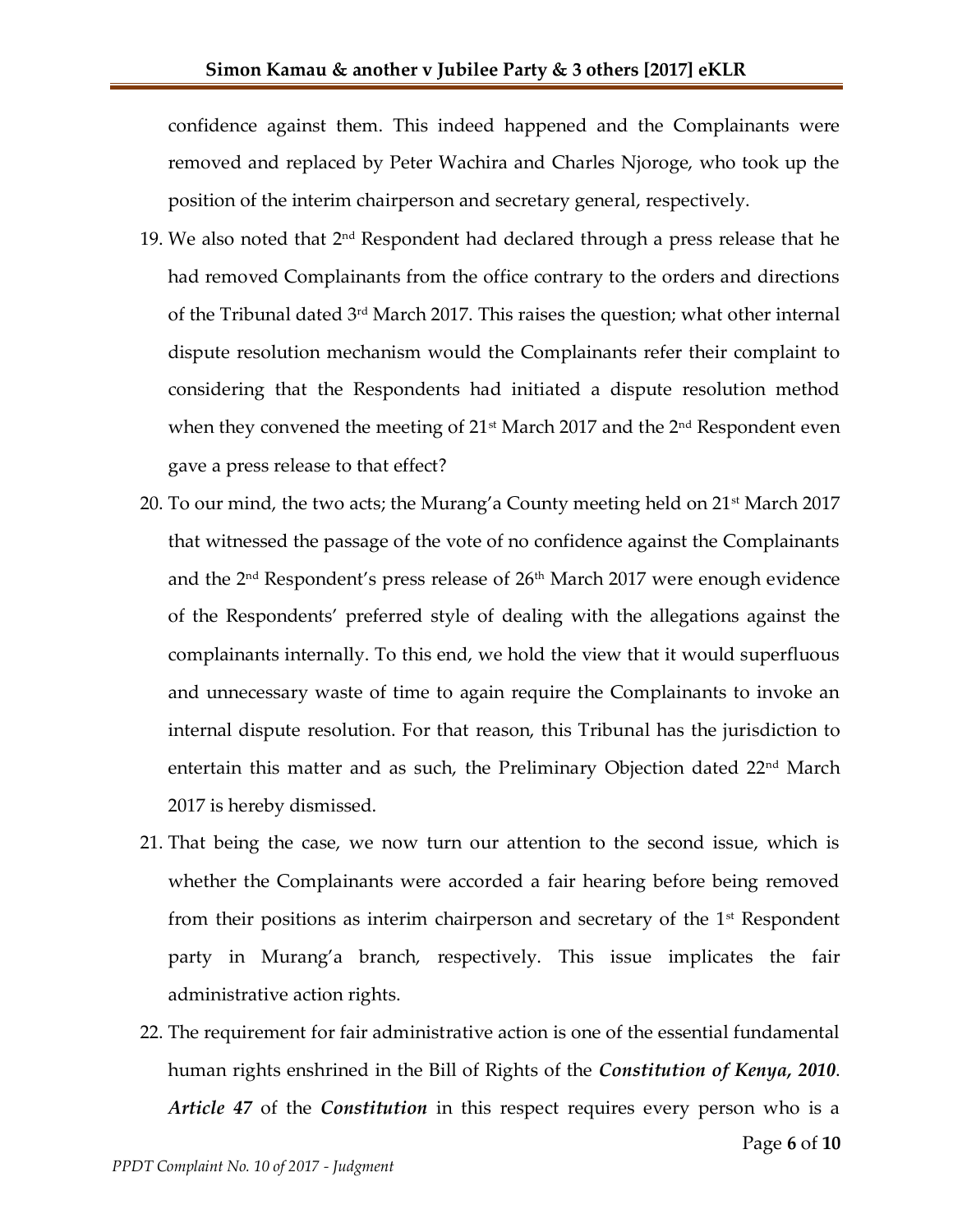confidence against them. This indeed happened and the Complainants were removed and replaced by Peter Wachira and Charles Njoroge, who took up the position of the interim chairperson and secretary general, respectively.

19. We also noted that 2nd Respondent had declared through a press release that he had removed Complainants from the office contrary to the orders and directions of the Tribunal dated 3rd March 2017. This raises the question; what other internal dispute resolution mechanism would the Complainants refer their complaint to considering that the Respondents had initiated a dispute resolution method when they convened the meeting of 21st March 2017 and the 2nd Respondent even gave a press release to that effect?

20. To our mind, the two acts; the Murang'a County meeting held on 21st March 2017 that witnessed the passage of the vote of no confidence against the Complainants and the 2nd Respondent's press release of 26th March 2017 were enough evidence of the Respondents' preferred style of dealing with the allegations against the complainants internally. To this end, we hold the view that it would superfluous and unnecessary waste of time to again require the Complainants to invoke an internal dispute resolution. For that reason, this Tribunal has the jurisdiction to entertain this matter and as such, the Preliminary Objection dated 22nd March 2017 is hereby dismissed.

21. That being the case, we now turn our attention to the second issue, which is whether the Complainants were accorded a fair hearing before being removed from their positions as interim chairperson and secretary of the 1st Respondent party in Murang'a branch, respectively. This issue implicates the fair administrative action rights.

22. The requirement for fair administrative action is one of the essential fundamental human rights enshrined in the Bill of Rights of the ***Constitution of Kenya, 2010***. ***Article 47*** of the ***Constitution*** in this respect requires every person who is a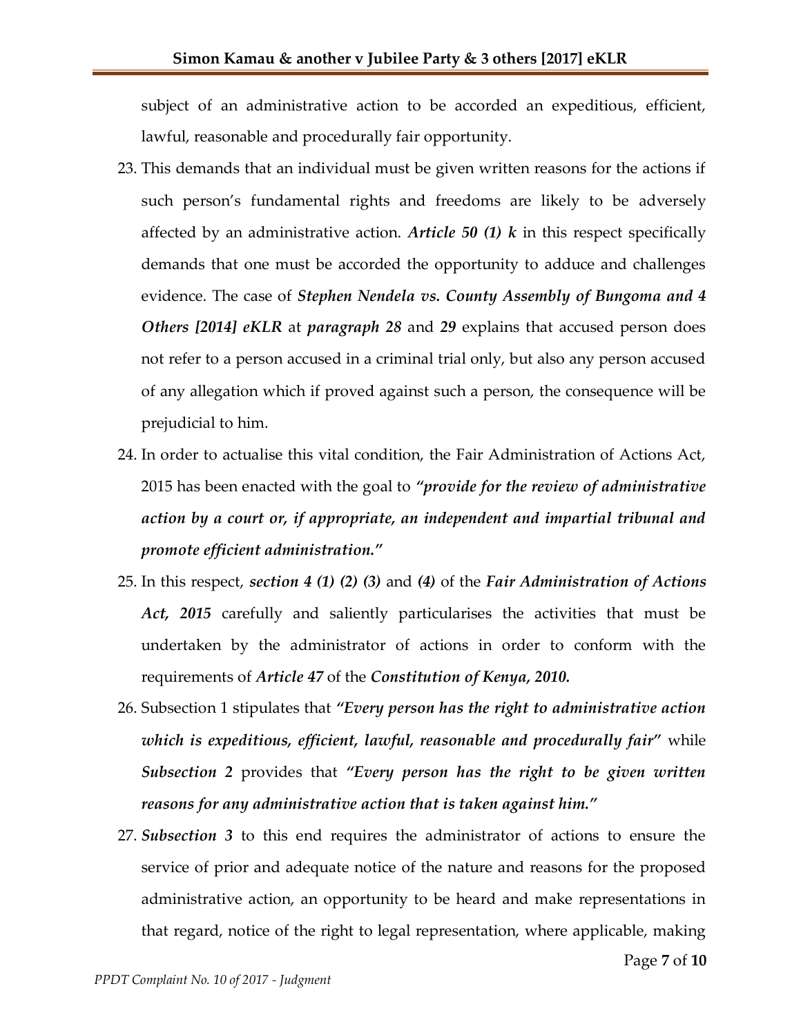subject of an administrative action to be accorded an expeditious, efficient, lawful, reasonable and procedurally fair opportunity.

23. This demands that an individual must be given written reasons for the actions if such person's fundamental rights and freedoms are likely to be adversely affected by an administrative action. ***Article 50 (1) k*** in this respect specifically demands that one must be accorded the opportunity to adduce and challenges evidence. The case of ***Stephen Nendela vs. County Assembly of Bungoma and 4 Others [2014] eKLR*** at ***paragraph 28*** and ***29*** explains that accused person does not refer to a person accused in a criminal trial only, but also any person accused of any allegation which if proved against such a person, the consequence will be prejudicial to him.

24. In order to actualise this vital condition, the Fair Administration of Actions Act, 2015 has been enacted with the goal to ***"provide for the review of administrative action by a court or, if appropriate, an independent and impartial tribunal and promote efficient administration."***

25. In this respect, ***section 4 (1) (2) (3)*** and ***(4)*** of the ***Fair Administration of Actions Act, 2015*** carefully and saliently particularises the activities that must be undertaken by the administrator of actions in order to conform with the requirements of ***Article 47*** of the ***Constitution of Kenya, 2010.***

26. Subsection 1 stipulates that ***"Every person has the right to administrative action which is expeditious, efficient, lawful, reasonable and procedurally fair"*** while ***Subsection 2*** provides that ***"Every person has the right to be given written reasons for any administrative action that is taken against him."***

27. ***Subsection 3*** to this end requires the administrator of actions to ensure the service of prior and adequate notice of the nature and reasons for the proposed administrative action, an opportunity to be heard and make representations in that regard, notice of the right to legal representation, where applicable, making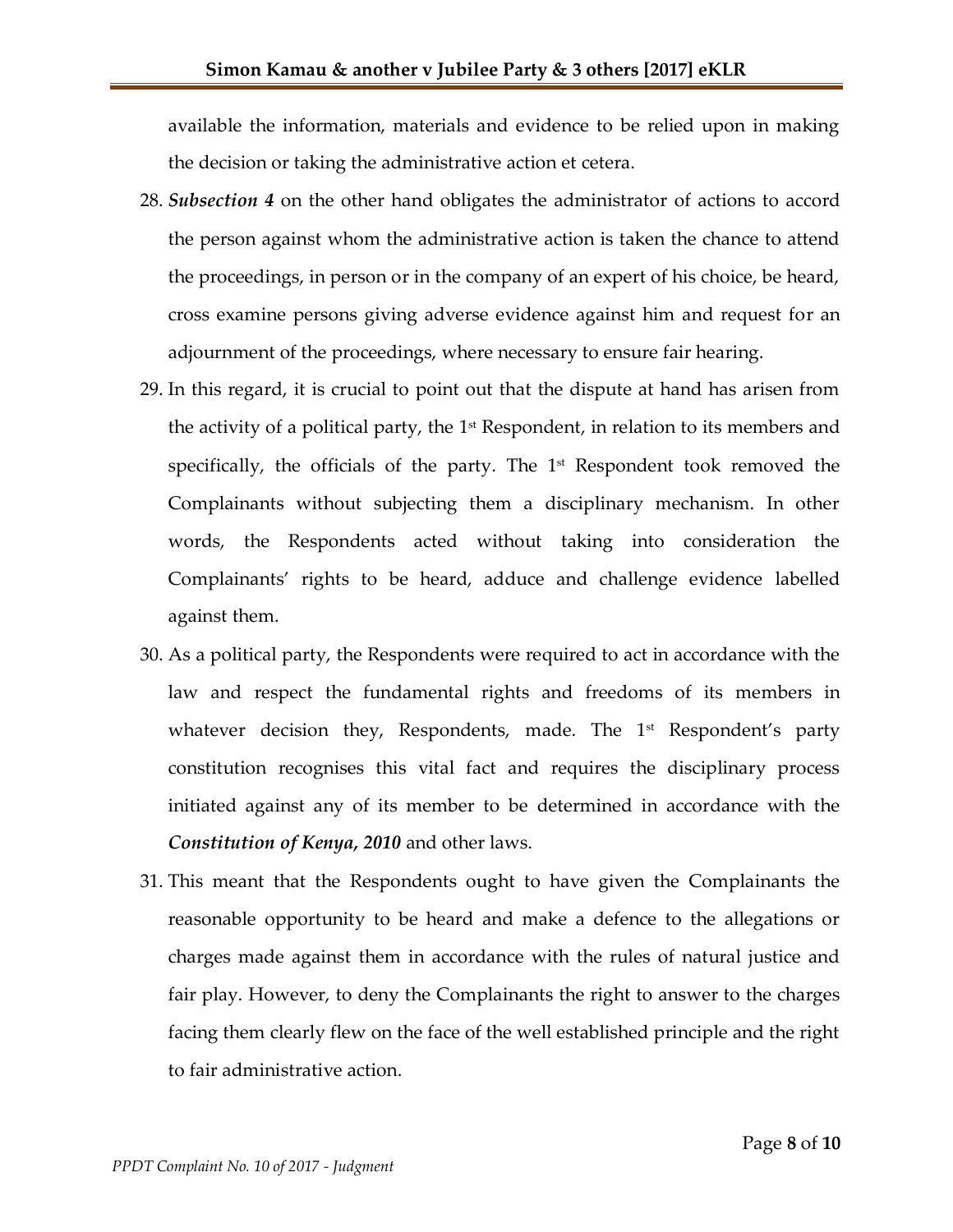available the information, materials and evidence to be relied upon in making the decision or taking the administrative action et cetera.

28. ***Subsection 4*** on the other hand obligates the administrator of actions to accord the person against whom the administrative action is taken the chance to attend the proceedings, in person or in the company of an expert of his choice, be heard, cross examine persons giving adverse evidence against him and request for an adjournment of the proceedings, where necessary to ensure fair hearing.

29. In this regard, it is crucial to point out that the dispute at hand has arisen from the activity of a political party, the 1st Respondent, in relation to its members and specifically, the officials of the party. The 1st Respondent took removed the Complainants without subjecting them a disciplinary mechanism. In other words, the Respondents acted without taking into consideration the Complainants' rights to be heard, adduce and challenge evidence labelled against them.

30. As a political party, the Respondents were required to act in accordance with the law and respect the fundamental rights and freedoms of its members in whatever decision they, Respondents, made. The 1st Respondent's party constitution recognises this vital fact and requires the disciplinary process initiated against any of its member to be determined in accordance with the ***Constitution of Kenya, 2010*** and other laws.

31. This meant that the Respondents ought to have given the Complainants the reasonable opportunity to be heard and make a defence to the allegations or charges made against them in accordance with the rules of natural justice and fair play. However, to deny the Complainants the right to answer to the charges facing them clearly flew on the face of the well established principle and the right to fair administrative action.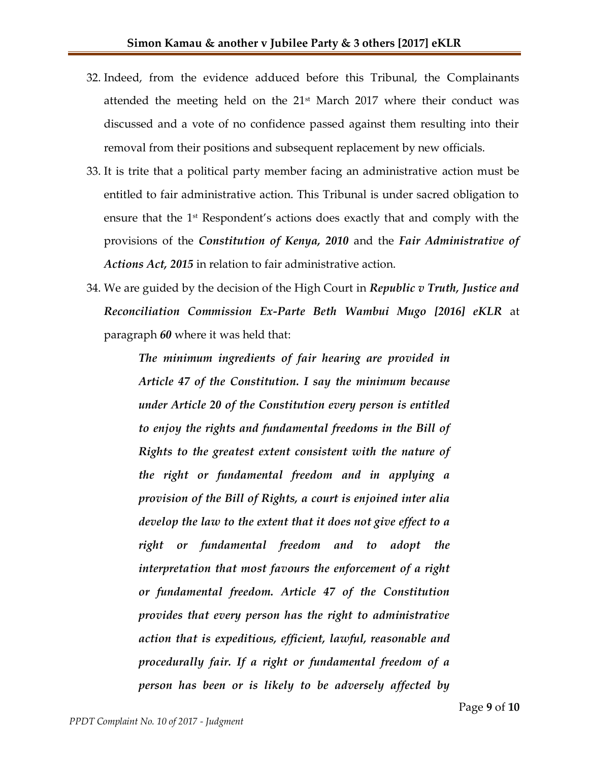32. Indeed, from the evidence adduced before this Tribunal, the Complainants attended the meeting held on the 21st March 2017 where their conduct was discussed and a vote of no confidence passed against them resulting into their removal from their positions and subsequent replacement by new officials.

33. It is trite that a political party member facing an administrative action must be entitled to fair administrative action. This Tribunal is under sacred obligation to ensure that the 1st Respondent's actions does exactly that and comply with the provisions of the ***Constitution of Kenya, 2010*** and the ***Fair Administrative of Actions Act, 2015*** in relation to fair administrative action.

34. We are guided by the decision of the High Court in ***Republic v Truth, Justice and Reconciliation Commission Ex-Parte Beth Wambui Mugo [2016] eKLR*** at paragraph ***60*** where it was held that:

> ***The minimum ingredients of fair hearing are provided in Article 47 of the Constitution. I say the minimum because under Article 20 of the Constitution every person is entitled to enjoy the rights and fundamental freedoms in the Bill of Rights to the greatest extent consistent with the nature of the right or fundamental freedom and in applying a provision of the Bill of Rights, a court is enjoined inter alia develop the law to the extent that it does not give effect to a right or fundamental freedom and to adopt the interpretation that most favours the enforcement of a right or fundamental freedom. Article 47 of the Constitution provides that every person has the right to administrative action that is expeditious, efficient, lawful, reasonable and procedurally fair. If a right or fundamental freedom of a person has been or is likely to be adversely affected by***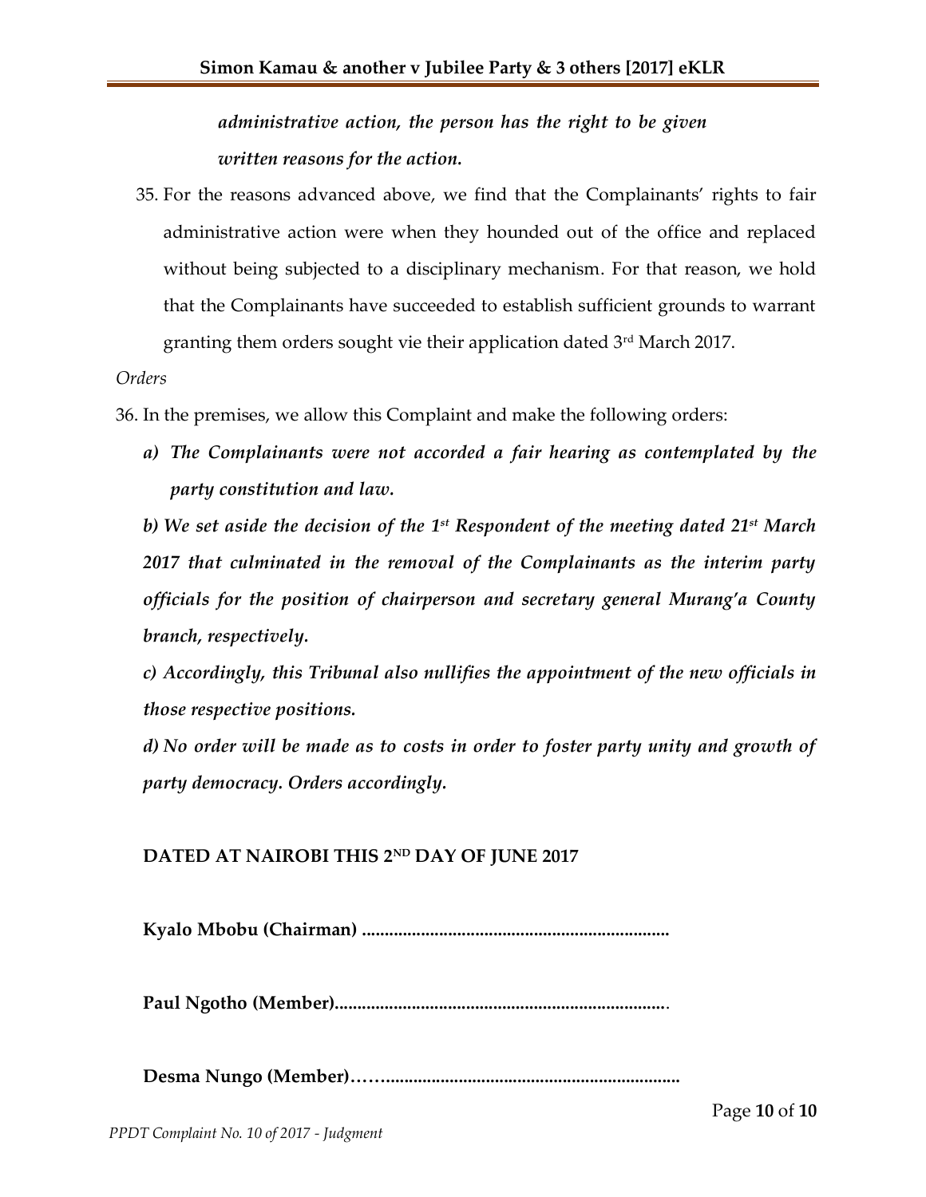*administrative action, the person has the right to be given written reasons for the action.*

35. For the reasons advanced above, we find that the Complainants' rights to fair administrative action were when they hounded out of the office and replaced without being subjected to a disciplinary mechanism. For that reason, we hold that the Complainants have succeeded to establish sufficient grounds to warrant granting them orders sought vie their application dated 3rd March 2017.

*Orders*

36. In the premises, we allow this Complaint and make the following orders:

    ***a) The Complainants were not accorded a fair hearing as contemplated by the party constitution and law.***

    ***b) We set aside the decision of the 1st Respondent of the meeting dated 21st March 2017 that culminated in the removal of the Complainants as the interim party officials for the position of chairperson and secretary general Murang'a County branch, respectively.***

    ***c) Accordingly, this Tribunal also nullifies the appointment of the new officials in those respective positions.***

    ***d) No order will be made as to costs in order to foster party unity and growth of party democracy. Orders accordingly.***

**DATED AT NAIROBI THIS 2ND DAY OF JUNE 2017**

**Kyalo Mbobu (Chairman) ....................................................................**

**Paul Ngotho (Member)..........................................................................**

**Desma Nungo (Member)……..................................................................**

*PPDT Complaint No. 10 of 2017 - Judgment*